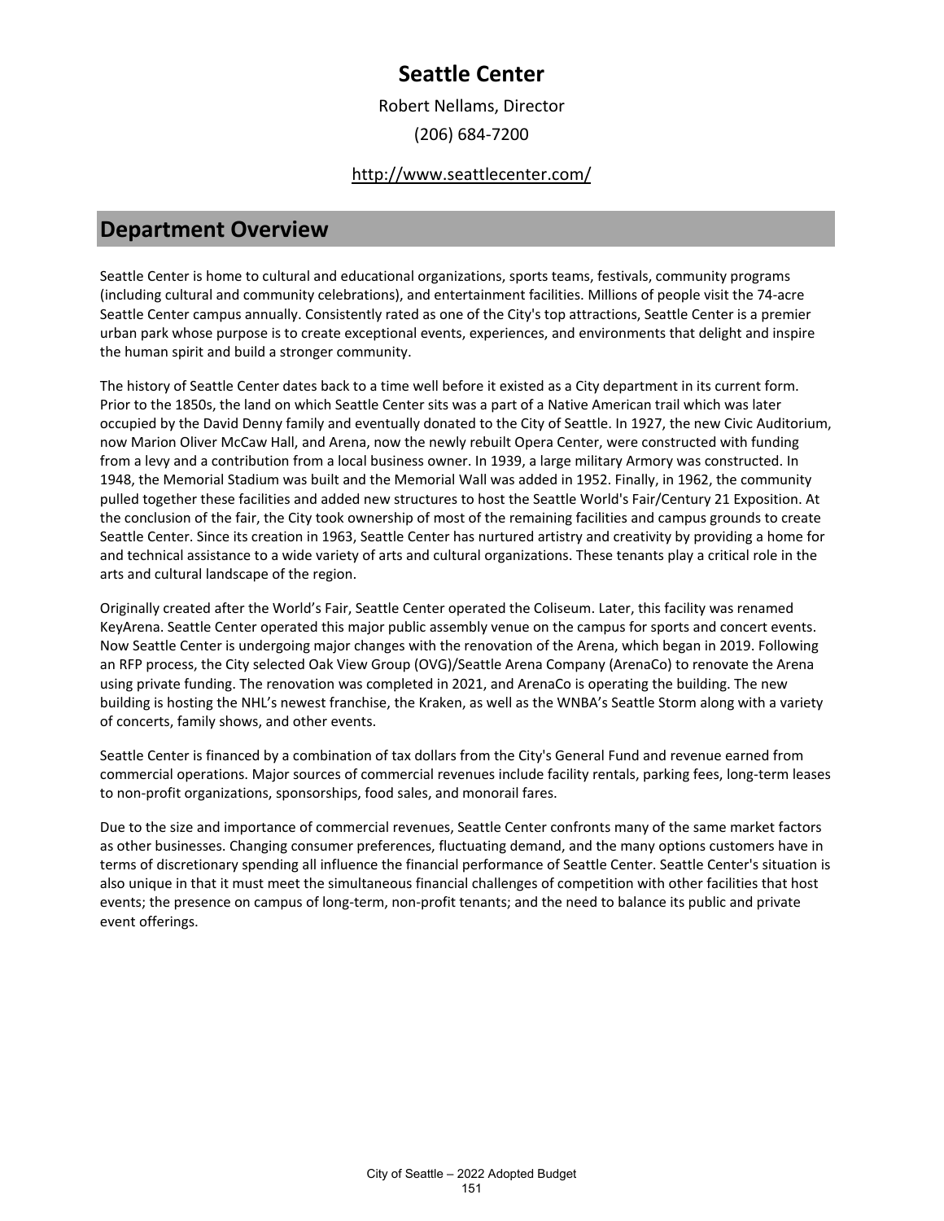# Seattle Center

Robert Nellams, Director

(206) 684-7200

http://www.seattlecenter.com/

## Department Overview

Seattle Center is home to cultural and educational organizations, sports teams, festivals, community programs (including cultural and community celebrations), and entertainment facilities. Millions of people visit the 74-acre Seattle Center campus annually. Consistently rated as one of the City's top attractions, Seattle Center is a premier urban park whose purpose is to create exceptional events, experiences, and environments that delight and inspire the human spirit and build a stronger community.

The history of Seattle Center dates back to a time well before it existed as a City department in its current form. Prior to the 1850s, the land on which Seattle Center sits was a part of a Native American trail which was later occupied by the David Denny family and eventually donated to the City of Seattle. In 1927, the new Civic Auditorium, now Marion Oliver McCaw Hall, and Arena, now the newly rebuilt Opera Center, were constructed with funding from a levy and a contribution from a local business owner. In 1939, a large military Armory was constructed. In 1948, the Memorial Stadium was built and the Memorial Wall was added in 1952. Finally, in 1962, the community pulled together these facilities and added new structures to host the Seattle World's Fair/Century 21 Exposition. At the conclusion of the fair, the City took ownership of most of the remaining facilities and campus grounds to create Seattle Center. Since its creation in 1963, Seattle Center has nurtured artistry and creativity by providing a home for and technical assistance to a wide variety of arts and cultural organizations. These tenants play a critical role in the arts and cultural landscape of the region.

Originally created after the World's Fair, Seattle Center operated the Coliseum. Later, this facility was renamed KeyArena. Seattle Center operated this major public assembly venue on the campus for sports and concert events. Now Seattle Center is undergoing major changes with the renovation of the Arena, which began in 2019. Following an RFP process, the City selected Oak View Group (OVG)/Seattle Arena Company (ArenaCo) to renovate the Arena using private funding. The renovation was completed in 2021, and ArenaCo is operating the building. The new building is hosting the NHL's newest franchise, the Kraken, as well as the WNBA's Seattle Storm along with a variety of concerts, family shows, and other events.

Seattle Center is financed by a combination of tax dollars from the City's General Fund and revenue earned from commercial operations. Major sources of commercial revenues include facility rentals, parking fees, long-term leases to non-profit organizations, sponsorships, food sales, and monorail fares.

Due to the size and importance of commercial revenues, Seattle Center confronts many of the same market factors as other businesses. Changing consumer preferences, fluctuating demand, and the many options customers have in terms of discretionary spending all influence the financial performance of Seattle Center. Seattle Center's situation is also unique in that it must meet the simultaneous financial challenges of competition with other facilities that host events; the presence on campus of long-term, non-profit tenants; and the need to balance its public and private event offerings.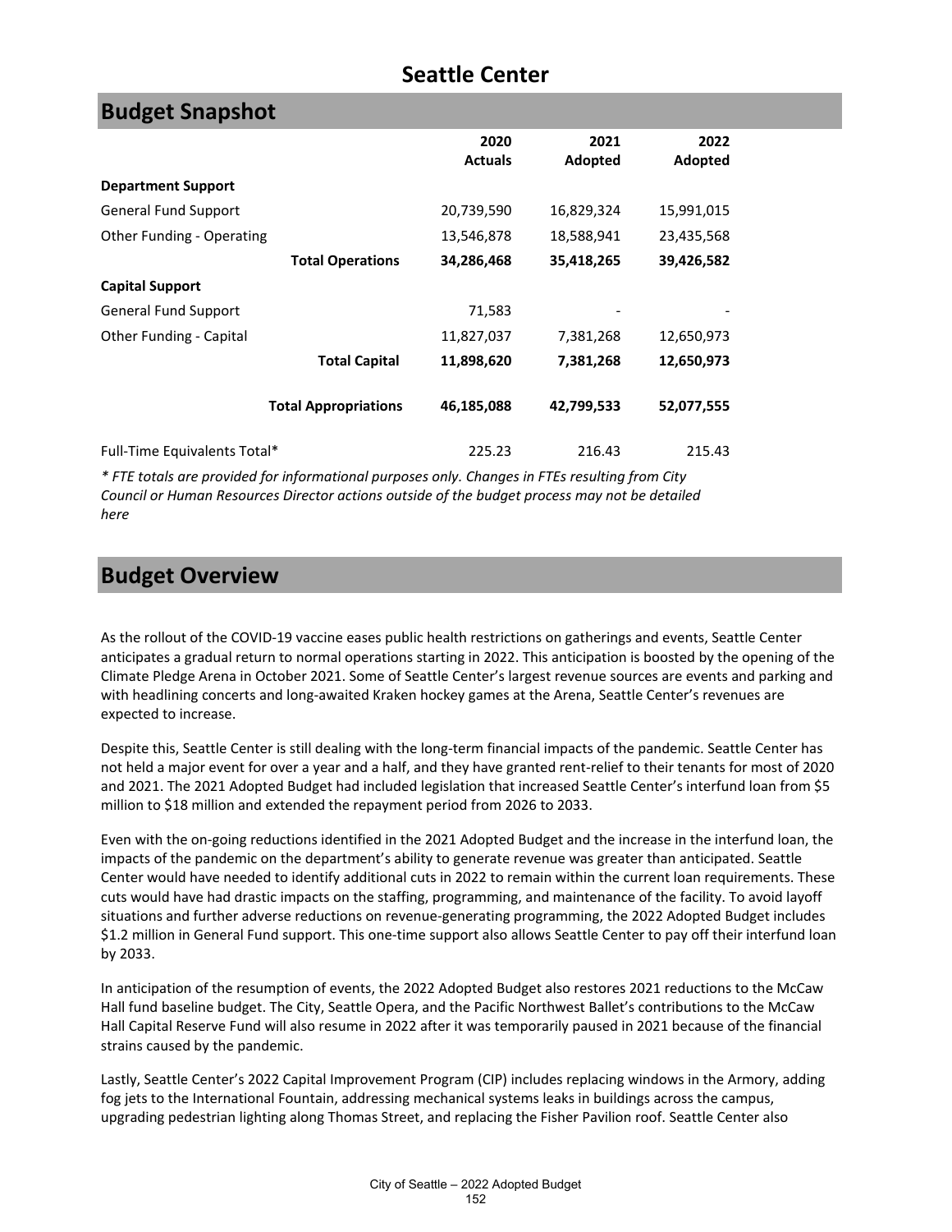# Seattle Center

## Budget Snapshot

| | 2020 Actuals | 2021 Adopted | 2022 Adopted |
|---|---|---|---|
| **Department Support** | | | |
| General Fund Support | 20,739,590 | 16,829,324 | 15,991,015 |
| Other Funding - Operating | 13,546,878 | 18,588,941 | 23,435,568 |
| **Total Operations** | **34,286,468** | **35,418,265** | **39,426,582** |
| **Capital Support** | | | |
| General Fund Support | 71,583 | - | - |
| Other Funding - Capital | 11,827,037 | 7,381,268 | 12,650,973 |
| **Total Capital** | **11,898,620** | **7,381,268** | **12,650,973** |
| **Total Appropriations** | **46,185,088** | **42,799,533** | **52,077,555** |
| Full-Time Equivalents Total* | 225.23 | 216.43 | 215.43 |

*\* FTE totals are provided for informational purposes only. Changes in FTEs resulting from City Council or Human Resources Director actions outside of the budget process may not be detailed here*

## Budget Overview

As the rollout of the COVID-19 vaccine eases public health restrictions on gatherings and events, Seattle Center anticipates a gradual return to normal operations starting in 2022. This anticipation is boosted by the opening of the Climate Pledge Arena in October 2021. Some of Seattle Center's largest revenue sources are events and parking and with headlining concerts and long-awaited Kraken hockey games at the Arena, Seattle Center's revenues are expected to increase.

Despite this, Seattle Center is still dealing with the long-term financial impacts of the pandemic. Seattle Center has not held a major event for over a year and a half, and they have granted rent-relief to their tenants for most of 2020 and 2021. The 2021 Adopted Budget had included legislation that increased Seattle Center's interfund loan from $5 million to $18 million and extended the repayment period from 2026 to 2033.

Even with the on-going reductions identified in the 2021 Adopted Budget and the increase in the interfund loan, the impacts of the pandemic on the department's ability to generate revenue was greater than anticipated. Seattle Center would have needed to identify additional cuts in 2022 to remain within the current loan requirements. These cuts would have had drastic impacts on the staffing, programming, and maintenance of the facility. To avoid layoff situations and further adverse reductions on revenue-generating programming, the 2022 Adopted Budget includes $1.2 million in General Fund support. This one-time support also allows Seattle Center to pay off their interfund loan by 2033.

In anticipation of the resumption of events, the 2022 Adopted Budget also restores 2021 reductions to the McCaw Hall fund baseline budget. The City, Seattle Opera, and the Pacific Northwest Ballet's contributions to the McCaw Hall Capital Reserve Fund will also resume in 2022 after it was temporarily paused in 2021 because of the financial strains caused by the pandemic.

Lastly, Seattle Center's 2022 Capital Improvement Program (CIP) includes replacing windows in the Armory, adding fog jets to the International Fountain, addressing mechanical systems leaks in buildings across the campus, upgrading pedestrian lighting along Thomas Street, and replacing the Fisher Pavilion roof. Seattle Center also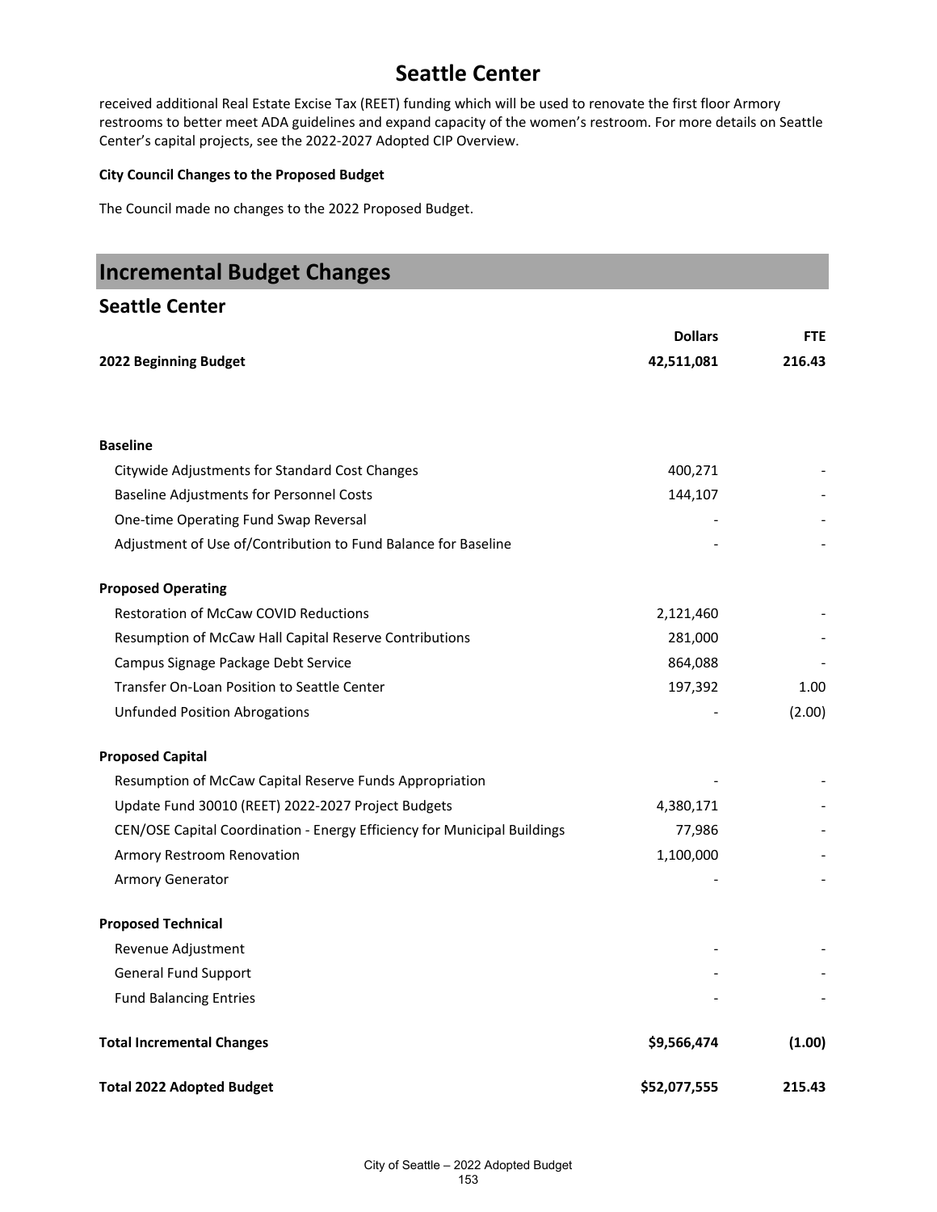# Seattle Center

received additional Real Estate Excise Tax (REET) funding which will be used to renovate the first floor Armory restrooms to better meet ADA guidelines and expand capacity of the women's restroom. For more details on Seattle Center's capital projects, see the 2022-2027 Adopted CIP Overview.

**City Council Changes to the Proposed Budget**

The Council made no changes to the 2022 Proposed Budget.

## Incremental Budget Changes

### Seattle Center

| | Dollars | FTE |
|---|---|---|
| **2022 Beginning Budget** | **42,511,081** | **216.43** |
| | | |
| **Baseline** | | |
| Citywide Adjustments for Standard Cost Changes | 400,271 | - |
| Baseline Adjustments for Personnel Costs | 144,107 | - |
| One-time Operating Fund Swap Reversal | - | - |
| Adjustment of Use of/Contribution to Fund Balance for Baseline | - | - |
| | | |
| **Proposed Operating** | | |
| Restoration of McCaw COVID Reductions | 2,121,460 | - |
| Resumption of McCaw Hall Capital Reserve Contributions | 281,000 | - |
| Campus Signage Package Debt Service | 864,088 | - |
| Transfer On-Loan Position to Seattle Center | 197,392 | 1.00 |
| Unfunded Position Abrogations | - | (2.00) |
| | | |
| **Proposed Capital** | | |
| Resumption of McCaw Capital Reserve Funds Appropriation | - | - |
| Update Fund 30010 (REET) 2022-2027 Project Budgets | 4,380,171 | - |
| CEN/OSE Capital Coordination - Energy Efficiency for Municipal Buildings | 77,986 | - |
| Armory Restroom Renovation | 1,100,000 | - |
| Armory Generator | - | - |
| | | |
| **Proposed Technical** | | |
| Revenue Adjustment | - | - |
| General Fund Support | - | - |
| Fund Balancing Entries | - | - |
| | | |
| **Total Incremental Changes** | **$9,566,474** | **(1.00)** |
| | | |
| **Total 2022 Adopted Budget** | **$52,077,555** | **215.43** |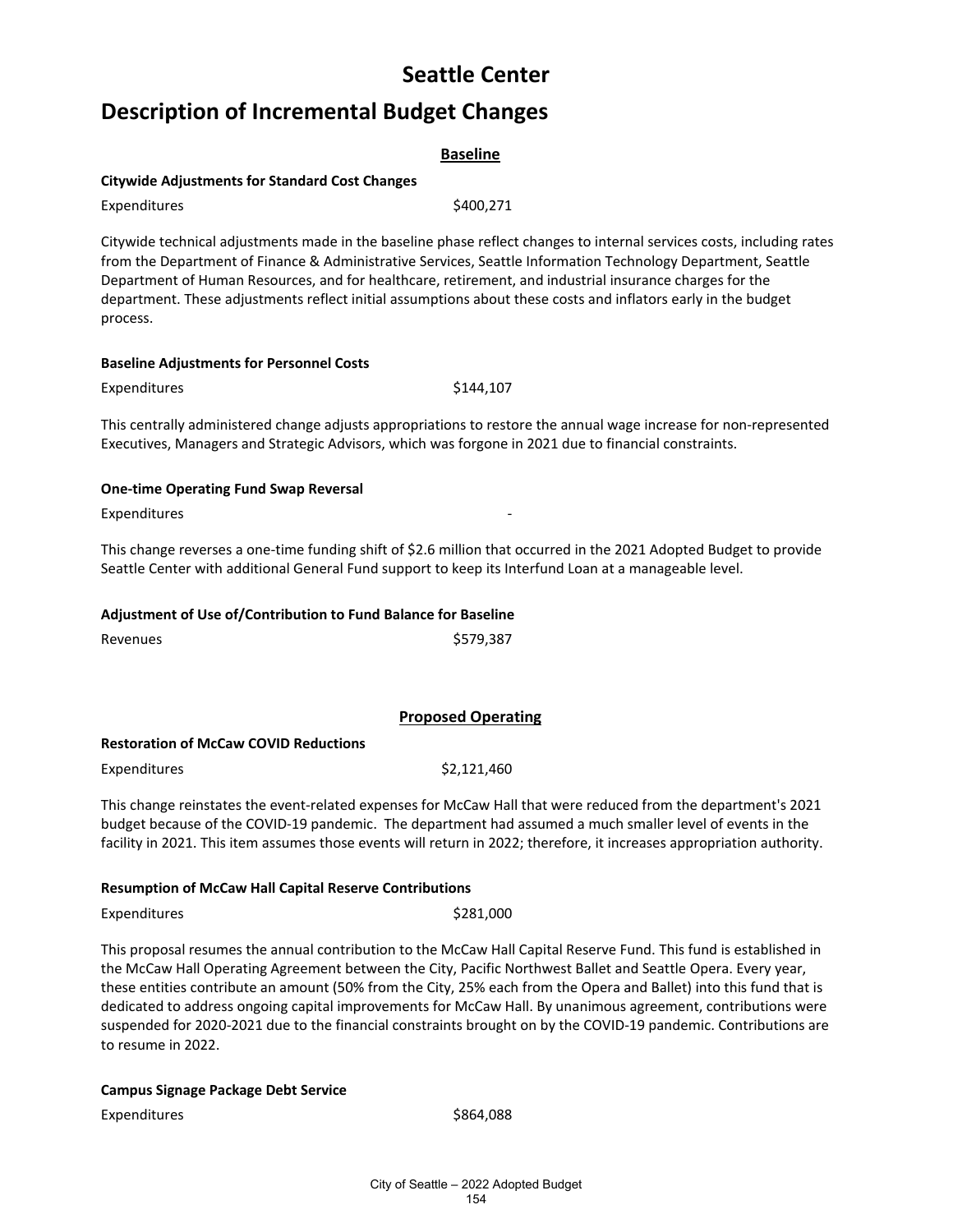# Seattle Center

## Description of Incremental Budget Changes

### Baseline

**Citywide Adjustments for Standard Cost Changes**

Expenditures $400,271

Citywide technical adjustments made in the baseline phase reflect changes to internal services costs, including rates from the Department of Finance & Administrative Services, Seattle Information Technology Department, Seattle Department of Human Resources, and for healthcare, retirement, and industrial insurance charges for the department. These adjustments reflect initial assumptions about these costs and inflators early in the budget process.

**Baseline Adjustments for Personnel Costs**

Expenditures $144,107

This centrally administered change adjusts appropriations to restore the annual wage increase for non-represented Executives, Managers and Strategic Advisors, which was forgone in 2021 due to financial constraints.

**One-time Operating Fund Swap Reversal**

Expenditures -

This change reverses a one-time funding shift of $2.6 million that occurred in the 2021 Adopted Budget to provide Seattle Center with additional General Fund support to keep its Interfund Loan at a manageable level.

**Adjustment of Use of/Contribution to Fund Balance for Baseline**

Revenues $579,387

### Proposed Operating

**Restoration of McCaw COVID Reductions**

Expenditures $2,121,460

This change reinstates the event-related expenses for McCaw Hall that were reduced from the department's 2021 budget because of the COVID-19 pandemic. The department had assumed a much smaller level of events in the facility in 2021. This item assumes those events will return in 2022; therefore, it increases appropriation authority.

**Resumption of McCaw Hall Capital Reserve Contributions**

Expenditures $281,000

This proposal resumes the annual contribution to the McCaw Hall Capital Reserve Fund. This fund is established in the McCaw Hall Operating Agreement between the City, Pacific Northwest Ballet and Seattle Opera. Every year, these entities contribute an amount (50% from the City, 25% each from the Opera and Ballet) into this fund that is dedicated to address ongoing capital improvements for McCaw Hall. By unanimous agreement, contributions were suspended for 2020-2021 due to the financial constraints brought on by the COVID-19 pandemic. Contributions are to resume in 2022.

**Campus Signage Package Debt Service**

Expenditures $864,088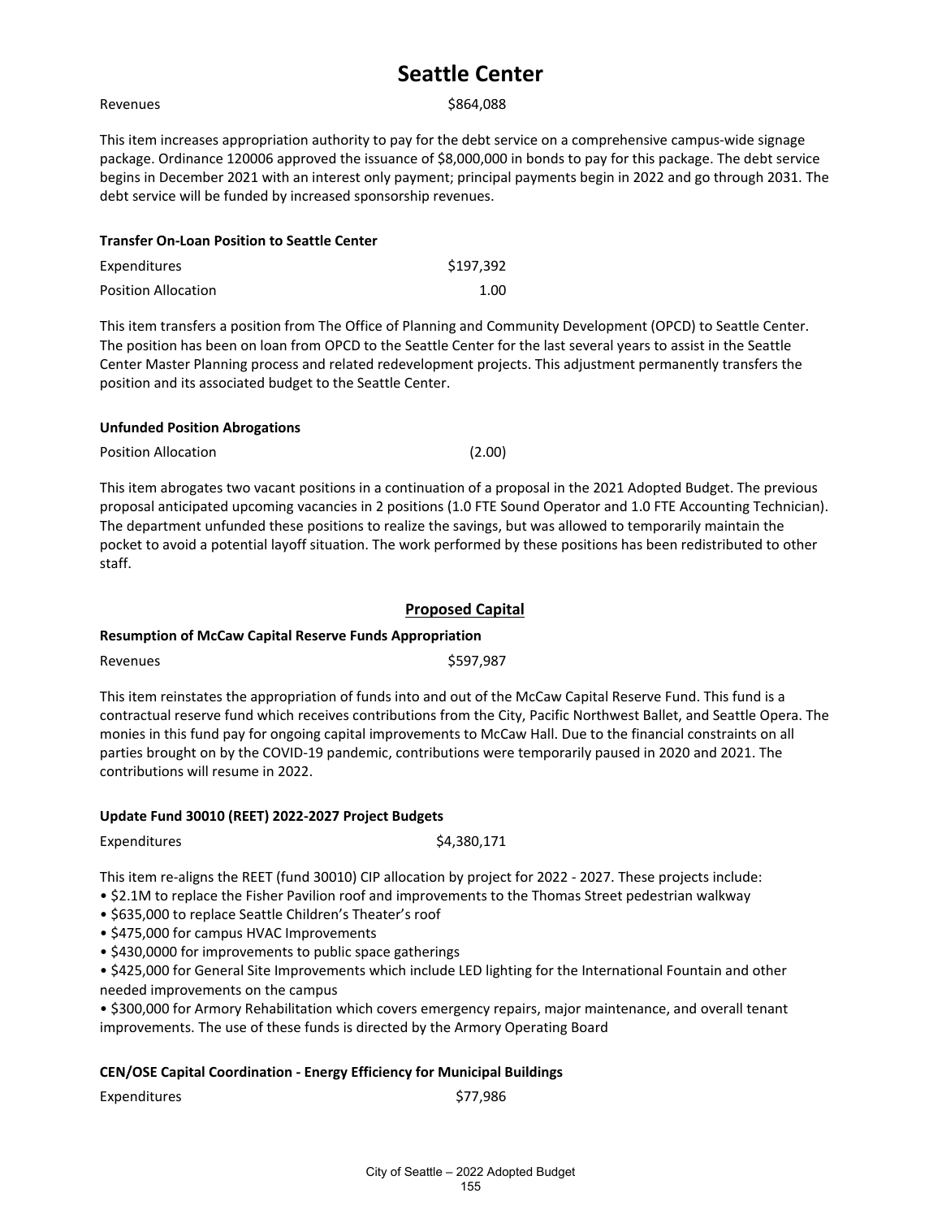# Seattle Center

| | |
|---|---|
| Revenues | $864,088 |

This item increases appropriation authority to pay for the debt service on a comprehensive campus-wide signage package. Ordinance 120006 approved the issuance of $8,000,000 in bonds to pay for this package. The debt service begins in December 2021 with an interest only payment; principal payments begin in 2022 and go through 2031. The debt service will be funded by increased sponsorship revenues.

**Transfer On-Loan Position to Seattle Center**

| | |
|---|---|
| Expenditures | $197,392 |
| Position Allocation | 1.00 |

This item transfers a position from The Office of Planning and Community Development (OPCD) to Seattle Center. The position has been on loan from OPCD to the Seattle Center for the last several years to assist in the Seattle Center Master Planning process and related redevelopment projects. This adjustment permanently transfers the position and its associated budget to the Seattle Center.

**Unfunded Position Abrogations**

| | |
|---|---|
| Position Allocation | (2.00) |

This item abrogates two vacant positions in a continuation of a proposal in the 2021 Adopted Budget. The previous proposal anticipated upcoming vacancies in 2 positions (1.0 FTE Sound Operator and 1.0 FTE Accounting Technician). The department unfunded these positions to realize the savings, but was allowed to temporarily maintain the pocket to avoid a potential layoff situation. The work performed by these positions has been redistributed to other staff.

## Proposed Capital

**Resumption of McCaw Capital Reserve Funds Appropriation**

| | |
|---|---|
| Revenues | $597,987 |

This item reinstates the appropriation of funds into and out of the McCaw Capital Reserve Fund. This fund is a contractual reserve fund which receives contributions from the City, Pacific Northwest Ballet, and Seattle Opera. The monies in this fund pay for ongoing capital improvements to McCaw Hall. Due to the financial constraints on all parties brought on by the COVID-19 pandemic, contributions were temporarily paused in 2020 and 2021. The contributions will resume in 2022.

**Update Fund 30010 (REET) 2022-2027 Project Budgets**

| | |
|---|---|
| Expenditures | $4,380,171 |

This item re-aligns the REET (fund 30010) CIP allocation by project for 2022 - 2027. These projects include:

- $2.1M to replace the Fisher Pavilion roof and improvements to the Thomas Street pedestrian walkway
- $635,000 to replace Seattle Children's Theater's roof
- $475,000 for campus HVAC Improvements
- $430,0000 for improvements to public space gatherings
- $425,000 for General Site Improvements which include LED lighting for the International Fountain and other needed improvements on the campus
- $300,000 for Armory Rehabilitation which covers emergency repairs, major maintenance, and overall tenant improvements. The use of these funds is directed by the Armory Operating Board

**CEN/OSE Capital Coordination - Energy Efficiency for Municipal Buildings**

| | |
|---|---|
| Expenditures | $77,986 |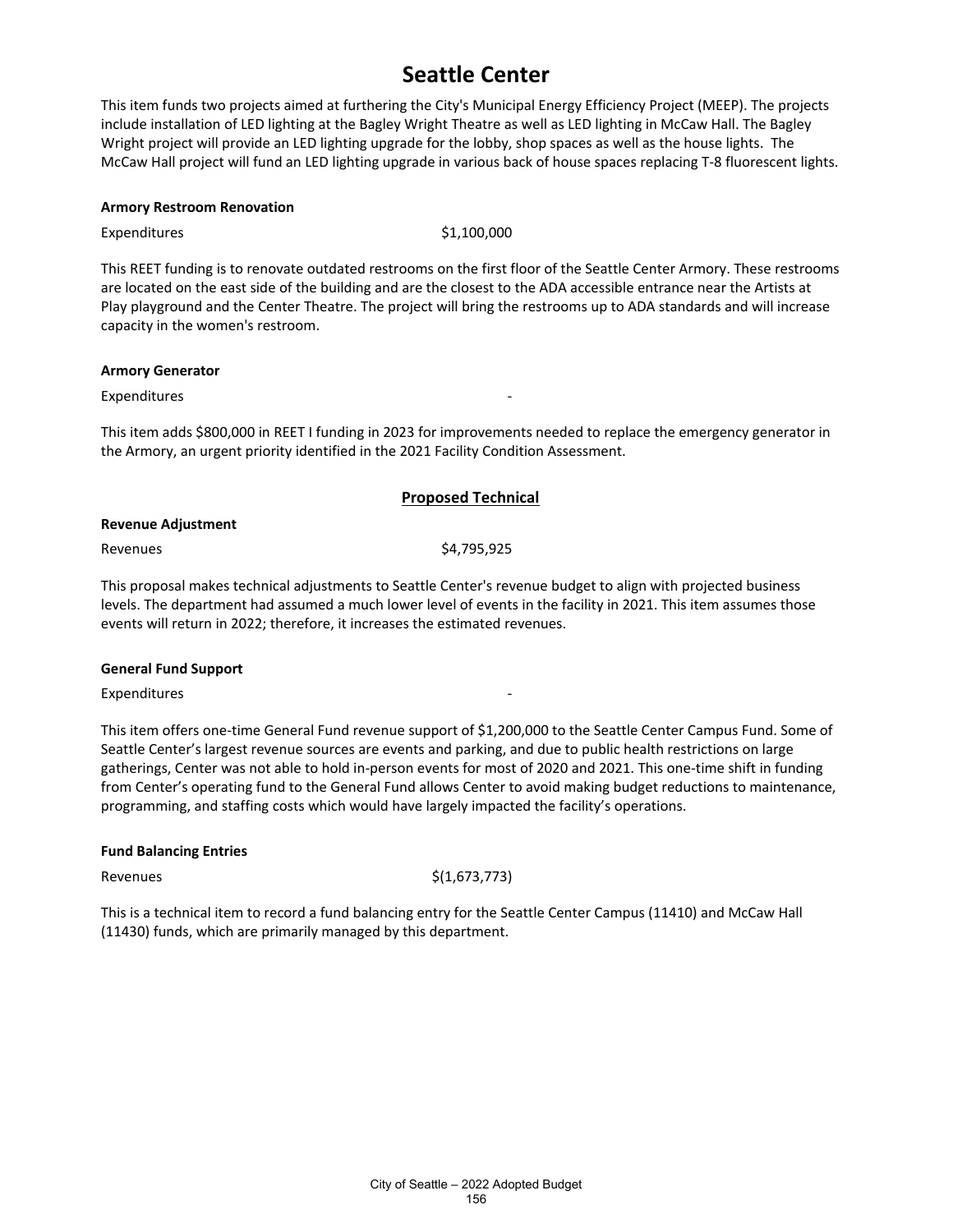# Seattle Center

This item funds two projects aimed at furthering the City's Municipal Energy Efficiency Project (MEEP). The projects include installation of LED lighting at the Bagley Wright Theatre as well as LED lighting in McCaw Hall. The Bagley Wright project will provide an LED lighting upgrade for the lobby, shop spaces as well as the house lights. The McCaw Hall project will fund an LED lighting upgrade in various back of house spaces replacing T-8 fluorescent lights.

**Armory Restroom Renovation**

| | |
|---|---|
| Expenditures | $1,100,000 |

This REET funding is to renovate outdated restrooms on the first floor of the Seattle Center Armory. These restrooms are located on the east side of the building and are the closest to the ADA accessible entrance near the Artists at Play playground and the Center Theatre. The project will bring the restrooms up to ADA standards and will increase capacity in the women's restroom.

**Armory Generator**

| | |
|---|---|
| Expenditures | - |

This item adds $800,000 in REET I funding in 2023 for improvements needed to replace the emergency generator in the Armory, an urgent priority identified in the 2021 Facility Condition Assessment.

## Proposed Technical

**Revenue Adjustment**

| | |
|---|---|
| Revenues | $4,795,925 |

This proposal makes technical adjustments to Seattle Center's revenue budget to align with projected business levels. The department had assumed a much lower level of events in the facility in 2021. This item assumes those events will return in 2022; therefore, it increases the estimated revenues.

**General Fund Support**

| | |
|---|---|
| Expenditures | - |

This item offers one-time General Fund revenue support of $1,200,000 to the Seattle Center Campus Fund. Some of Seattle Center's largest revenue sources are events and parking, and due to public health restrictions on large gatherings, Center was not able to hold in-person events for most of 2020 and 2021. This one-time shift in funding from Center's operating fund to the General Fund allows Center to avoid making budget reductions to maintenance, programming, and staffing costs which would have largely impacted the facility's operations.

**Fund Balancing Entries**

| | |
|---|---|
| Revenues | $(1,673,773) |

This is a technical item to record a fund balancing entry for the Seattle Center Campus (11410) and McCaw Hall (11430) funds, which are primarily managed by this department.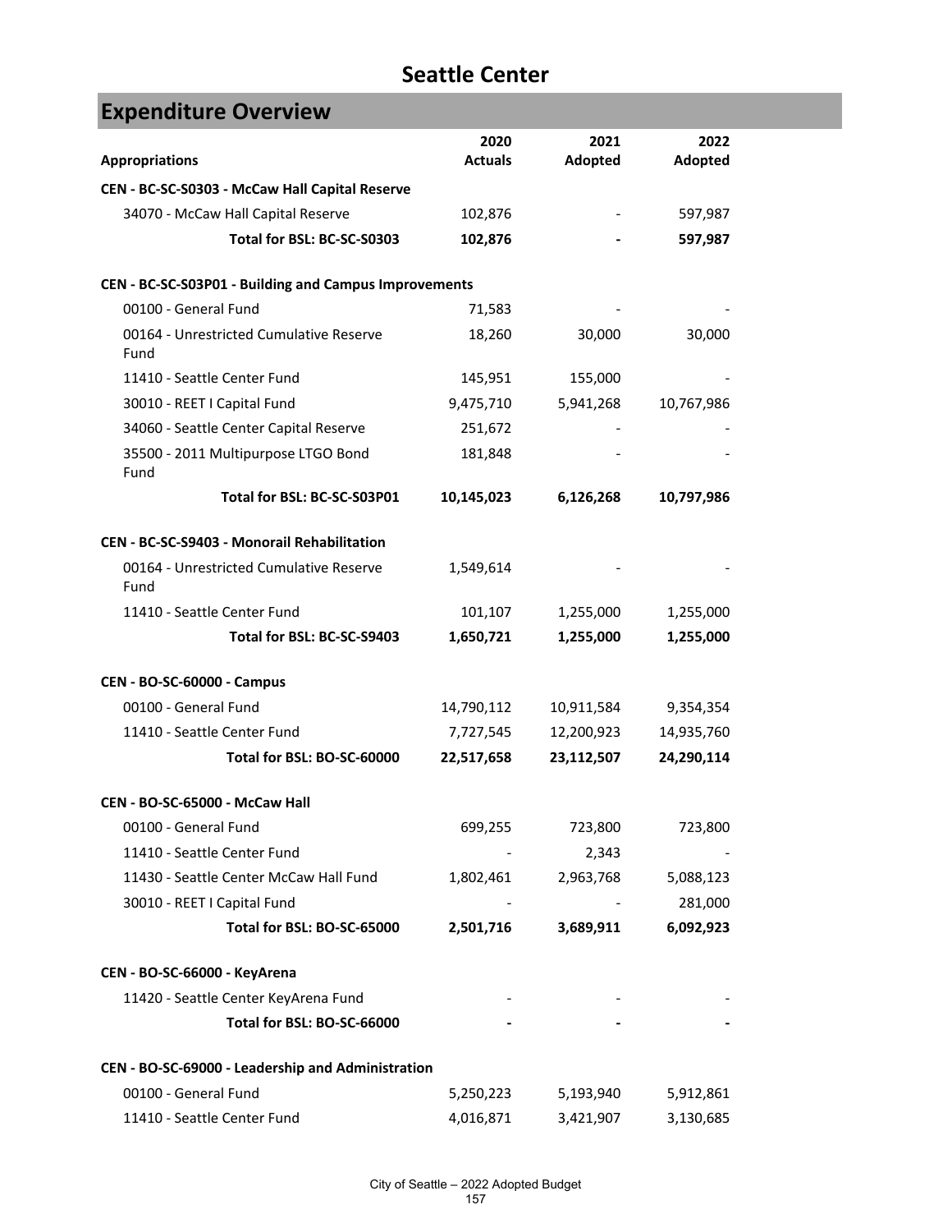# Seattle Center

## Expenditure Overview

| Appropriations | 2020 Actuals | 2021 Adopted | 2022 Adopted |
|---|---|---|---|
| **CEN - BC-SC-S0303 - McCaw Hall Capital Reserve** | | | |
| 34070 - McCaw Hall Capital Reserve | 102,876 | - | 597,987 |
| **Total for BSL: BC-SC-S0303** | **102,876** | **-** | **597,987** |
| **CEN - BC-SC-S03P01 - Building and Campus Improvements** | | | |
| 00100 - General Fund | 71,583 | - | - |
| 00164 - Unrestricted Cumulative Reserve Fund | 18,260 | 30,000 | 30,000 |
| 11410 - Seattle Center Fund | 145,951 | 155,000 | - |
| 30010 - REET I Capital Fund | 9,475,710 | 5,941,268 | 10,767,986 |
| 34060 - Seattle Center Capital Reserve | 251,672 | - | - |
| 35500 - 2011 Multipurpose LTGO Bond Fund | 181,848 | - | - |
| **Total for BSL: BC-SC-S03P01** | **10,145,023** | **6,126,268** | **10,797,986** |
| **CEN - BC-SC-S9403 - Monorail Rehabilitation** | | | |
| 00164 - Unrestricted Cumulative Reserve Fund | 1,549,614 | - | - |
| 11410 - Seattle Center Fund | 101,107 | 1,255,000 | 1,255,000 |
| **Total for BSL: BC-SC-S9403** | **1,650,721** | **1,255,000** | **1,255,000** |
| **CEN - BO-SC-60000 - Campus** | | | |
| 00100 - General Fund | 14,790,112 | 10,911,584 | 9,354,354 |
| 11410 - Seattle Center Fund | 7,727,545 | 12,200,923 | 14,935,760 |
| **Total for BSL: BO-SC-60000** | **22,517,658** | **23,112,507** | **24,290,114** |
| **CEN - BO-SC-65000 - McCaw Hall** | | | |
| 00100 - General Fund | 699,255 | 723,800 | 723,800 |
| 11410 - Seattle Center Fund | - | 2,343 | - |
| 11430 - Seattle Center McCaw Hall Fund | 1,802,461 | 2,963,768 | 5,088,123 |
| 30010 - REET I Capital Fund | - | - | 281,000 |
| **Total for BSL: BO-SC-65000** | **2,501,716** | **3,689,911** | **6,092,923** |
| **CEN - BO-SC-66000 - KeyArena** | | | |
| 11420 - Seattle Center KeyArena Fund | - | - | - |
| **Total for BSL: BO-SC-66000** | **-** | **-** | **-** |
| **CEN - BO-SC-69000 - Leadership and Administration** | | | |
| 00100 - General Fund | 5,250,223 | 5,193,940 | 5,912,861 |
| 11410 - Seattle Center Fund | 4,016,871 | 3,421,907 | 3,130,685 |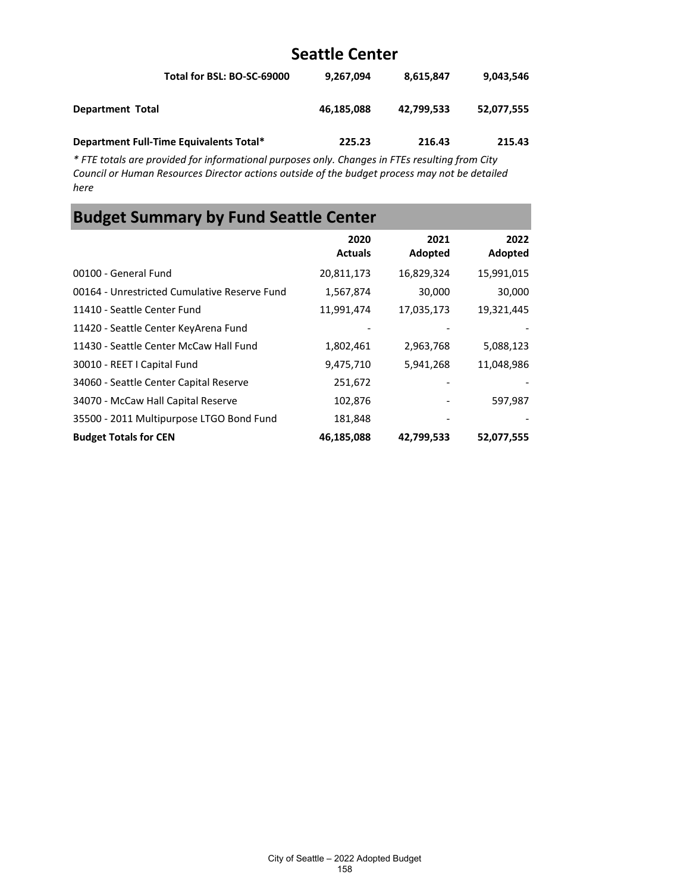# Seattle Center

| | | | |
|---|---|---|---|
| **Total for BSL: BO-SC-69000** | **9,267,094** | **8,615,847** | **9,043,546** |
| **Department Total** | **46,185,088** | **42,799,533** | **52,077,555** |
| **Department Full-Time Equivalents Total*** | **225.23** | **216.43** | **215.43** |

*\* FTE totals are provided for informational purposes only. Changes in FTEs resulting from City Council or Human Resources Director actions outside of the budget process may not be detailed here*

## Budget Summary by Fund Seattle Center

| | 2020 Actuals | 2021 Adopted | 2022 Adopted |
|---|---|---|---|
| 00100 - General Fund | 20,811,173 | 16,829,324 | 15,991,015 |
| 00164 - Unrestricted Cumulative Reserve Fund | 1,567,874 | 30,000 | 30,000 |
| 11410 - Seattle Center Fund | 11,991,474 | 17,035,173 | 19,321,445 |
| 11420 - Seattle Center KeyArena Fund | - | - | - |
| 11430 - Seattle Center McCaw Hall Fund | 1,802,461 | 2,963,768 | 5,088,123 |
| 30010 - REET I Capital Fund | 9,475,710 | 5,941,268 | 11,048,986 |
| 34060 - Seattle Center Capital Reserve | 251,672 | - | - |
| 34070 - McCaw Hall Capital Reserve | 102,876 | - | 597,987 |
| 35500 - 2011 Multipurpose LTGO Bond Fund | 181,848 | - | - |
| **Budget Totals for CEN** | **46,185,088** | **42,799,533** | **52,077,555** |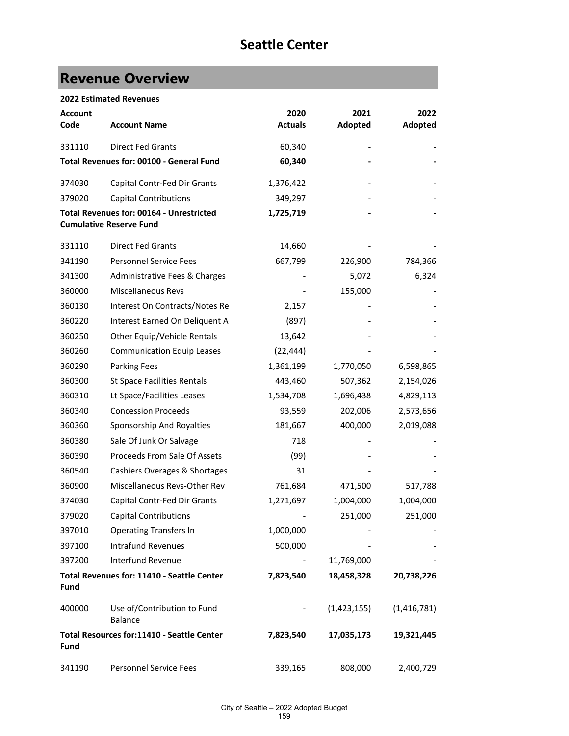# Seattle Center

## Revenue Overview

**2022 Estimated Revenues**

| Account Code | Account Name | 2020 Actuals | 2021 Adopted | 2022 Adopted |
|---|---|---|---|---|
| 331110 | Direct Fed Grants | 60,340 | - | - |
| **Total Revenues for: 00100 - General Fund** | | **60,340** | **-** | **-** |
| 374030 | Capital Contr-Fed Dir Grants | 1,376,422 | - | - |
| 379020 | Capital Contributions | 349,297 | - | - |
| **Total Revenues for: 00164 - Unrestricted Cumulative Reserve Fund** | | **1,725,719** | **-** | **-** |
| 331110 | Direct Fed Grants | 14,660 | - | - |
| 341190 | Personnel Service Fees | 667,799 | 226,900 | 784,366 |
| 341300 | Administrative Fees & Charges | - | 5,072 | 6,324 |
| 360000 | Miscellaneous Revs | - | 155,000 | - |
| 360130 | Interest On Contracts/Notes Re | 2,157 | - | - |
| 360220 | Interest Earned On Deliquent A | (897) | - | - |
| 360250 | Other Equip/Vehicle Rentals | 13,642 | - | - |
| 360260 | Communication Equip Leases | (22,444) | - | - |
| 360290 | Parking Fees | 1,361,199 | 1,770,050 | 6,598,865 |
| 360300 | St Space Facilities Rentals | 443,460 | 507,362 | 2,154,026 |
| 360310 | Lt Space/Facilities Leases | 1,534,708 | 1,696,438 | 4,829,113 |
| 360340 | Concession Proceeds | 93,559 | 202,006 | 2,573,656 |
| 360360 | Sponsorship And Royalties | 181,667 | 400,000 | 2,019,088 |
| 360380 | Sale Of Junk Or Salvage | 718 | - | - |
| 360390 | Proceeds From Sale Of Assets | (99) | - | - |
| 360540 | Cashiers Overages & Shortages | 31 | - | - |
| 360900 | Miscellaneous Revs-Other Rev | 761,684 | 471,500 | 517,788 |
| 374030 | Capital Contr-Fed Dir Grants | 1,271,697 | 1,004,000 | 1,004,000 |
| 379020 | Capital Contributions | - | 251,000 | 251,000 |
| 397010 | Operating Transfers In | 1,000,000 | - | - |
| 397100 | Intrafund Revenues | 500,000 | - | - |
| 397200 | Interfund Revenue | - | 11,769,000 | - |
| **Total Revenues for: 11410 - Seattle Center Fund** | | **7,823,540** | **18,458,328** | **20,738,226** |
| 400000 | Use of/Contribution to Fund Balance | - | (1,423,155) | (1,416,781) |
| **Total Resources for:11410 - Seattle Center Fund** | | **7,823,540** | **17,035,173** | **19,321,445** |
| 341190 | Personnel Service Fees | 339,165 | 808,000 | 2,400,729 |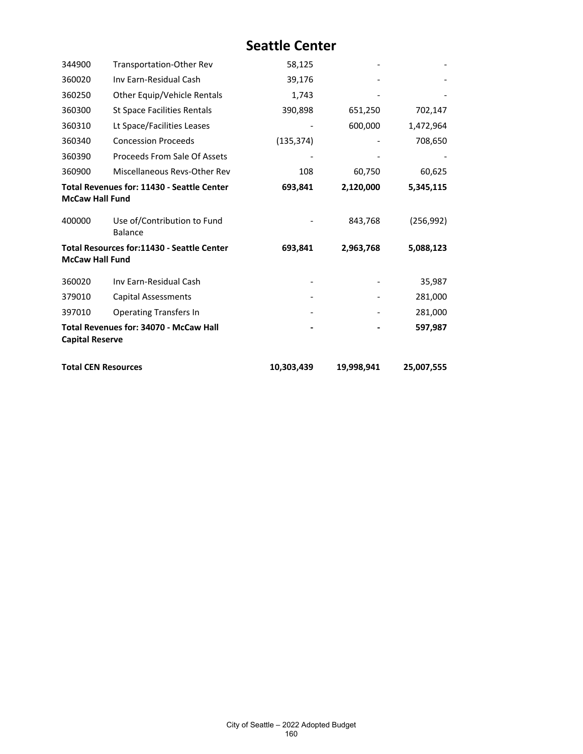# Seattle Center

| | | | | |
|---|---|---|---|---|
| 344900 | Transportation-Other Rev | 58,125 | - | - |
| 360020 | Inv Earn-Residual Cash | 39,176 | - | - |
| 360250 | Other Equip/Vehicle Rentals | 1,743 | - | - |
| 360300 | St Space Facilities Rentals | 390,898 | 651,250 | 702,147 |
| 360310 | Lt Space/Facilities Leases | - | 600,000 | 1,472,964 |
| 360340 | Concession Proceeds | (135,374) | - | 708,650 |
| 360390 | Proceeds From Sale Of Assets | - | - | - |
| 360900 | Miscellaneous Revs-Other Rev | 108 | 60,750 | 60,625 |
| **Total Revenues for: 11430 - Seattle Center McCaw Hall Fund** | | **693,841** | **2,120,000** | **5,345,115** |
| 400000 | Use of/Contribution to Fund Balance | - | 843,768 | (256,992) |
| **Total Resources for:11430 - Seattle Center McCaw Hall Fund** | | **693,841** | **2,963,768** | **5,088,123** |
| 360020 | Inv Earn-Residual Cash | - | - | 35,987 |
| 379010 | Capital Assessments | - | - | 281,000 |
| 397010 | Operating Transfers In | - | - | 281,000 |
| **Total Revenues for: 34070 - McCaw Hall Capital Reserve** | | **-** | **-** | **597,987** |
| **Total CEN Resources** | | **10,303,439** | **19,998,941** | **25,007,555** |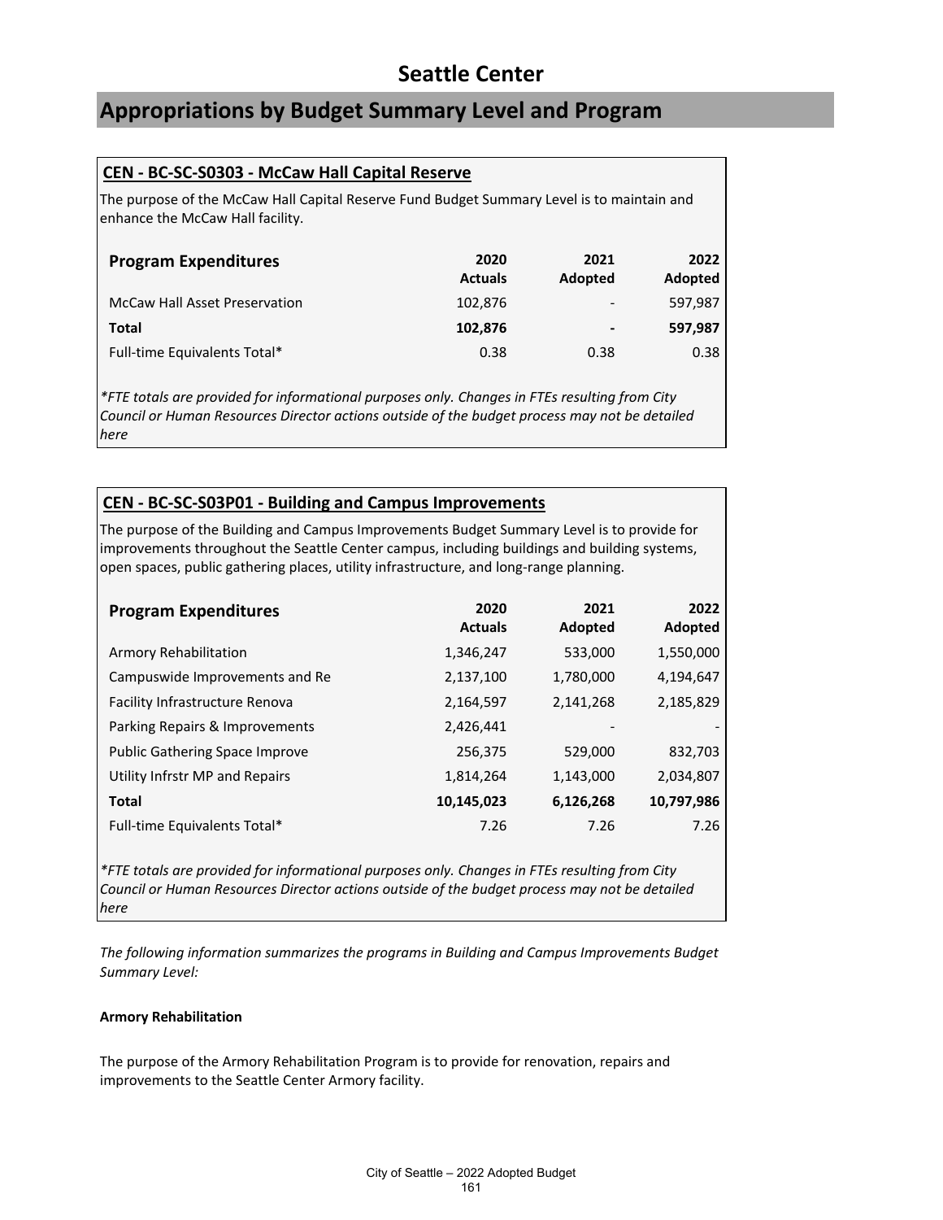# Seattle Center

## Appropriations by Budget Summary Level and Program

### CEN - BC-SC-S0303 - McCaw Hall Capital Reserve

The purpose of the McCaw Hall Capital Reserve Fund Budget Summary Level is to maintain and enhance the McCaw Hall facility.

| Program Expenditures | 2020 Actuals | 2021 Adopted | 2022 Adopted |
|---|---|---|---|
| McCaw Hall Asset Preservation | 102,876 | - | 597,987 |
| **Total** | **102,876** | **-** | **597,987** |
| Full-time Equivalents Total* | 0.38 | 0.38 | 0.38 |

*\*FTE totals are provided for informational purposes only. Changes in FTEs resulting from City Council or Human Resources Director actions outside of the budget process may not be detailed here*

### CEN - BC-SC-S03P01 - Building and Campus Improvements

The purpose of the Building and Campus Improvements Budget Summary Level is to provide for improvements throughout the Seattle Center campus, including buildings and building systems, open spaces, public gathering places, utility infrastructure, and long-range planning.

| Program Expenditures | 2020 Actuals | 2021 Adopted | 2022 Adopted |
|---|---|---|---|
| Armory Rehabilitation | 1,346,247 | 533,000 | 1,550,000 |
| Campuswide Improvements and Re | 2,137,100 | 1,780,000 | 4,194,647 |
| Facility Infrastructure Renova | 2,164,597 | 2,141,268 | 2,185,829 |
| Parking Repairs & Improvements | 2,426,441 | - | - |
| Public Gathering Space Improve | 256,375 | 529,000 | 832,703 |
| Utility Infrstr MP and Repairs | 1,814,264 | 1,143,000 | 2,034,807 |
| **Total** | **10,145,023** | **6,126,268** | **10,797,986** |
| Full-time Equivalents Total* | 7.26 | 7.26 | 7.26 |

*\*FTE totals are provided for informational purposes only. Changes in FTEs resulting from City Council or Human Resources Director actions outside of the budget process may not be detailed here*

*The following information summarizes the programs in Building and Campus Improvements Budget Summary Level:*

**Armory Rehabilitation**

The purpose of the Armory Rehabilitation Program is to provide for renovation, repairs and improvements to the Seattle Center Armory facility.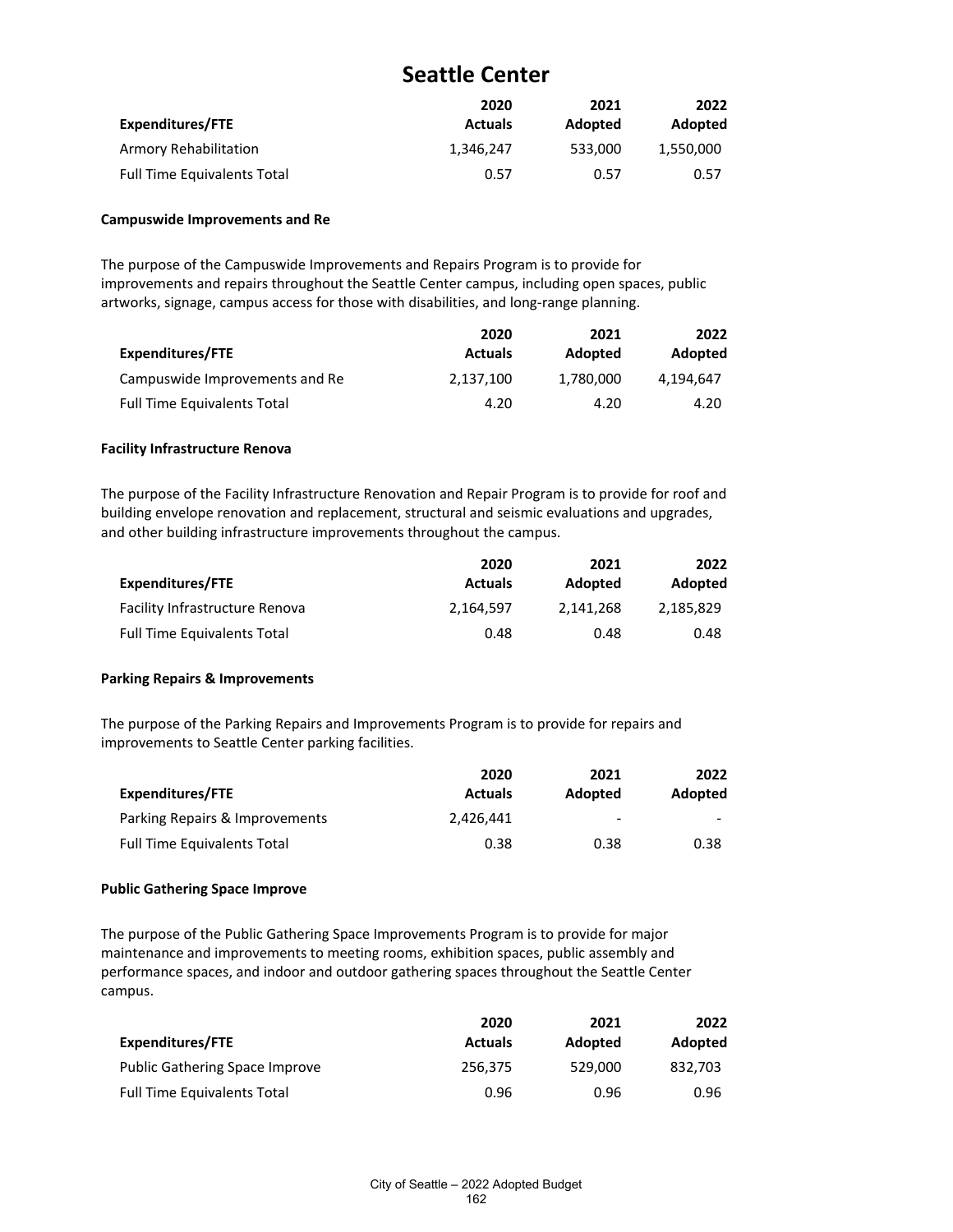# Seattle Center

| Expenditures/FTE | 2020 Actuals | 2021 Adopted | 2022 Adopted |
|---|---|---|---|
| Armory Rehabilitation | 1,346,247 | 533,000 | 1,550,000 |
| Full Time Equivalents Total | 0.57 | 0.57 | 0.57 |

**Campuswide Improvements and Re**

The purpose of the Campuswide Improvements and Repairs Program is to provide for improvements and repairs throughout the Seattle Center campus, including open spaces, public artworks, signage, campus access for those with disabilities, and long-range planning.

| Expenditures/FTE | 2020 Actuals | 2021 Adopted | 2022 Adopted |
|---|---|---|---|
| Campuswide Improvements and Re | 2,137,100 | 1,780,000 | 4,194,647 |
| Full Time Equivalents Total | 4.20 | 4.20 | 4.20 |

**Facility Infrastructure Renova**

The purpose of the Facility Infrastructure Renovation and Repair Program is to provide for roof and building envelope renovation and replacement, structural and seismic evaluations and upgrades, and other building infrastructure improvements throughout the campus.

| Expenditures/FTE | 2020 Actuals | 2021 Adopted | 2022 Adopted |
|---|---|---|---|
| Facility Infrastructure Renova | 2,164,597 | 2,141,268 | 2,185,829 |
| Full Time Equivalents Total | 0.48 | 0.48 | 0.48 |

**Parking Repairs & Improvements**

The purpose of the Parking Repairs and Improvements Program is to provide for repairs and improvements to Seattle Center parking facilities.

| Expenditures/FTE | 2020 Actuals | 2021 Adopted | 2022 Adopted |
|---|---|---|---|
| Parking Repairs & Improvements | 2,426,441 | - | - |
| Full Time Equivalents Total | 0.38 | 0.38 | 0.38 |

**Public Gathering Space Improve**

The purpose of the Public Gathering Space Improvements Program is to provide for major maintenance and improvements to meeting rooms, exhibition spaces, public assembly and performance spaces, and indoor and outdoor gathering spaces throughout the Seattle Center campus.

| Expenditures/FTE | 2020 Actuals | 2021 Adopted | 2022 Adopted |
|---|---|---|---|
| Public Gathering Space Improve | 256,375 | 529,000 | 832,703 |
| Full Time Equivalents Total | 0.96 | 0.96 | 0.96 |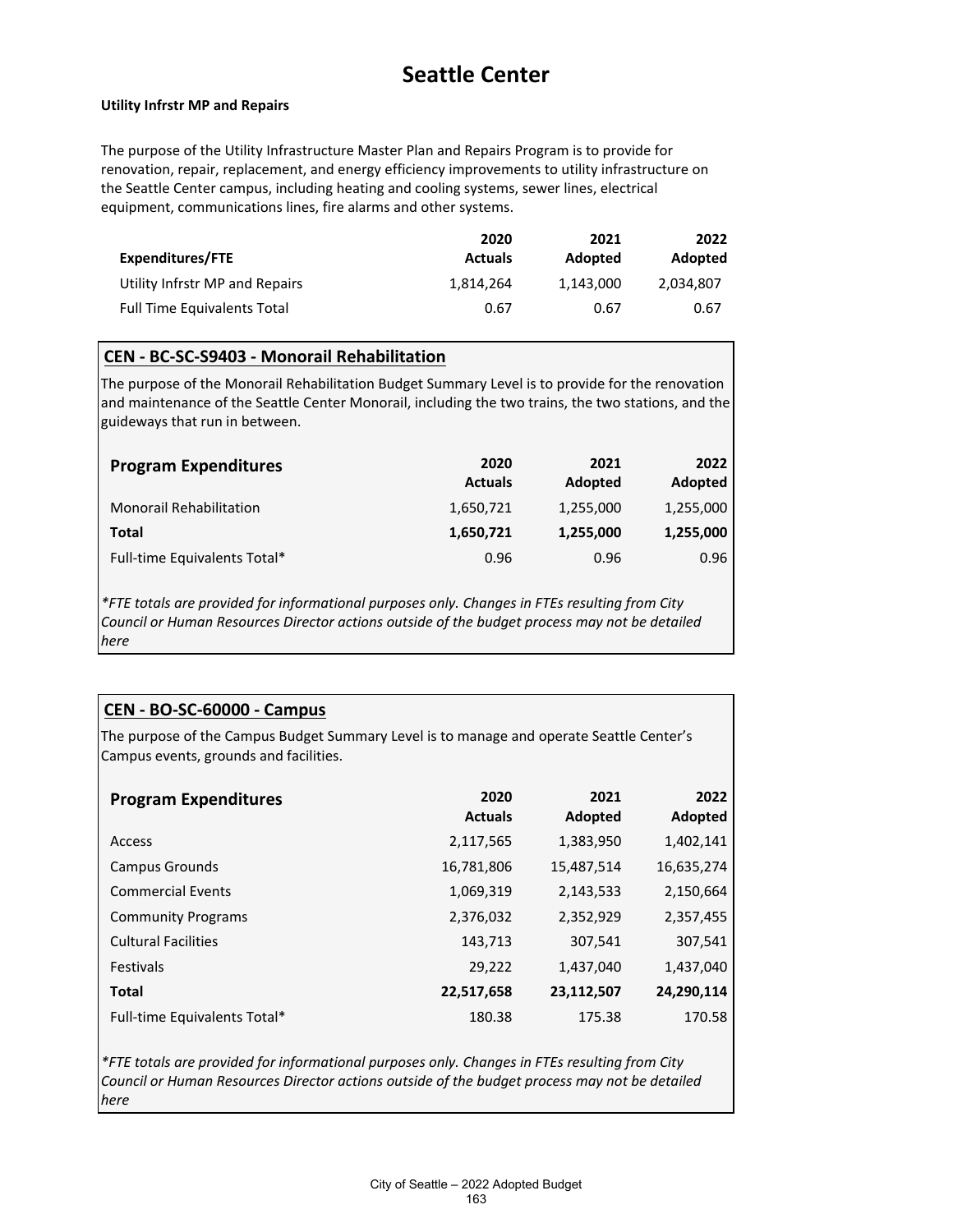# Seattle Center

**Utility Infrstr MP and Repairs**

The purpose of the Utility Infrastructure Master Plan and Repairs Program is to provide for renovation, repair, replacement, and energy efficiency improvements to utility infrastructure on the Seattle Center campus, including heating and cooling systems, sewer lines, electrical equipment, communications lines, fire alarms and other systems.

| Expenditures/FTE | 2020 Actuals | 2021 Adopted | 2022 Adopted |
|---|---|---|---|
| Utility Infrstr MP and Repairs | 1,814,264 | 1,143,000 | 2,034,807 |
| Full Time Equivalents Total | 0.67 | 0.67 | 0.67 |

## CEN - BC-SC-S9403 - Monorail Rehabilitation

The purpose of the Monorail Rehabilitation Budget Summary Level is to provide for the renovation and maintenance of the Seattle Center Monorail, including the two trains, the two stations, and the guideways that run in between.

| Program Expenditures | 2020 Actuals | 2021 Adopted | 2022 Adopted |
|---|---|---|---|
| Monorail Rehabilitation | 1,650,721 | 1,255,000 | 1,255,000 |
| **Total** | **1,650,721** | **1,255,000** | **1,255,000** |
| Full-time Equivalents Total* | 0.96 | 0.96 | 0.96 |

*\*FTE totals are provided for informational purposes only. Changes in FTEs resulting from City Council or Human Resources Director actions outside of the budget process may not be detailed here*

## CEN - BO-SC-60000 - Campus

The purpose of the Campus Budget Summary Level is to manage and operate Seattle Center's Campus events, grounds and facilities.

| Program Expenditures | 2020 Actuals | 2021 Adopted | 2022 Adopted |
|---|---|---|---|
| Access | 2,117,565 | 1,383,950 | 1,402,141 |
| Campus Grounds | 16,781,806 | 15,487,514 | 16,635,274 |
| Commercial Events | 1,069,319 | 2,143,533 | 2,150,664 |
| Community Programs | 2,376,032 | 2,352,929 | 2,357,455 |
| Cultural Facilities | 143,713 | 307,541 | 307,541 |
| Festivals | 29,222 | 1,437,040 | 1,437,040 |
| **Total** | **22,517,658** | **23,112,507** | **24,290,114** |
| Full-time Equivalents Total* | 180.38 | 175.38 | 170.58 |

*\*FTE totals are provided for informational purposes only. Changes in FTEs resulting from City Council or Human Resources Director actions outside of the budget process may not be detailed here*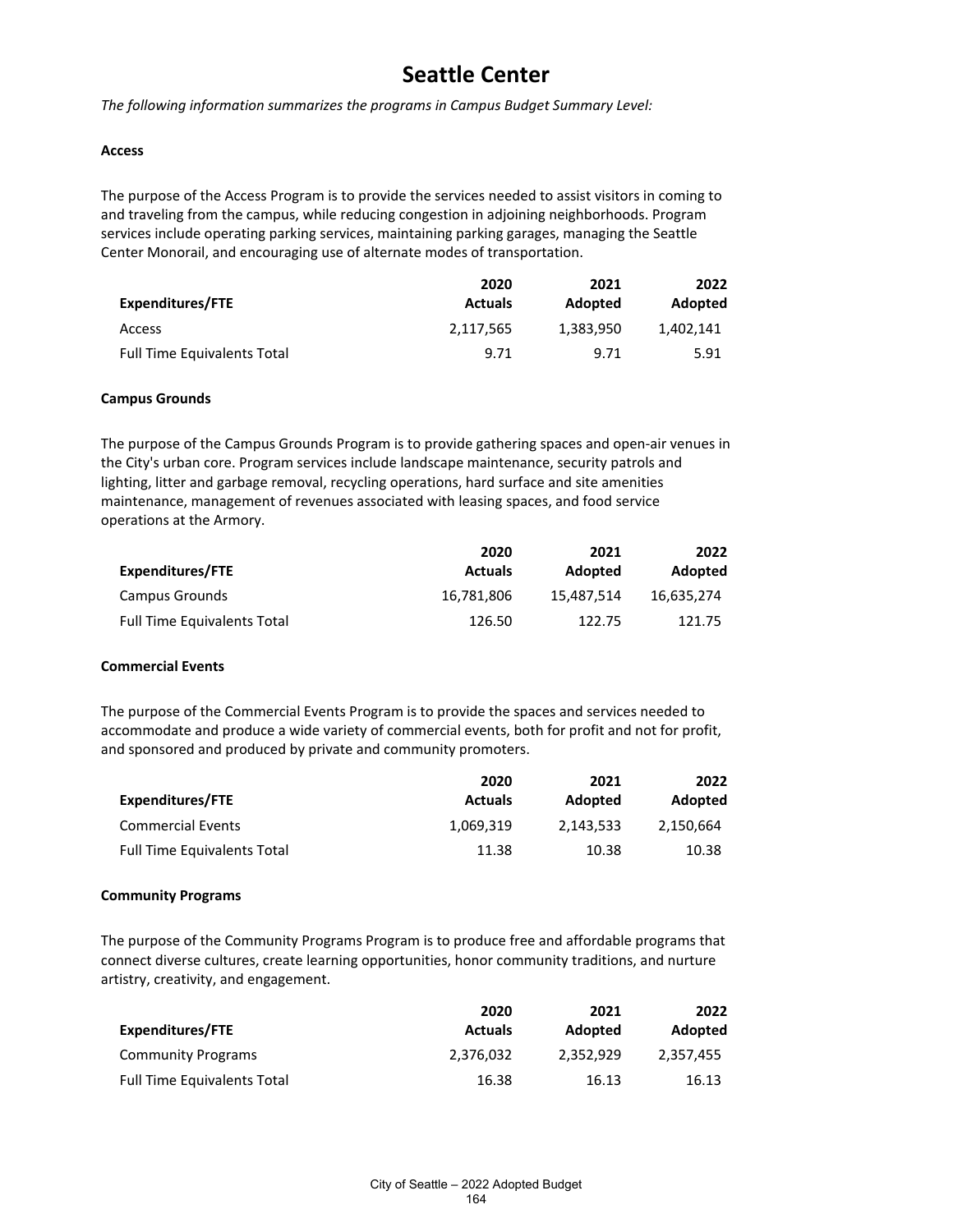# Seattle Center

*The following information summarizes the programs in Campus Budget Summary Level:*

**Access**

The purpose of the Access Program is to provide the services needed to assist visitors in coming to and traveling from the campus, while reducing congestion in adjoining neighborhoods. Program services include operating parking services, maintaining parking garages, managing the Seattle Center Monorail, and encouraging use of alternate modes of transportation.

| Expenditures/FTE | 2020 Actuals | 2021 Adopted | 2022 Adopted |
|---|---|---|---|
| Access | 2,117,565 | 1,383,950 | 1,402,141 |
| Full Time Equivalents Total | 9.71 | 9.71 | 5.91 |

**Campus Grounds**

The purpose of the Campus Grounds Program is to provide gathering spaces and open-air venues in the City's urban core. Program services include landscape maintenance, security patrols and lighting, litter and garbage removal, recycling operations, hard surface and site amenities maintenance, management of revenues associated with leasing spaces, and food service operations at the Armory.

| Expenditures/FTE | 2020 Actuals | 2021 Adopted | 2022 Adopted |
|---|---|---|---|
| Campus Grounds | 16,781,806 | 15,487,514 | 16,635,274 |
| Full Time Equivalents Total | 126.50 | 122.75 | 121.75 |

**Commercial Events**

The purpose of the Commercial Events Program is to provide the spaces and services needed to accommodate and produce a wide variety of commercial events, both for profit and not for profit, and sponsored and produced by private and community promoters.

| Expenditures/FTE | 2020 Actuals | 2021 Adopted | 2022 Adopted |
|---|---|---|---|
| Commercial Events | 1,069,319 | 2,143,533 | 2,150,664 |
| Full Time Equivalents Total | 11.38 | 10.38 | 10.38 |

**Community Programs**

The purpose of the Community Programs Program is to produce free and affordable programs that connect diverse cultures, create learning opportunities, honor community traditions, and nurture artistry, creativity, and engagement.

| Expenditures/FTE | 2020 Actuals | 2021 Adopted | 2022 Adopted |
|---|---|---|---|
| Community Programs | 2,376,032 | 2,352,929 | 2,357,455 |
| Full Time Equivalents Total | 16.38 | 16.13 | 16.13 |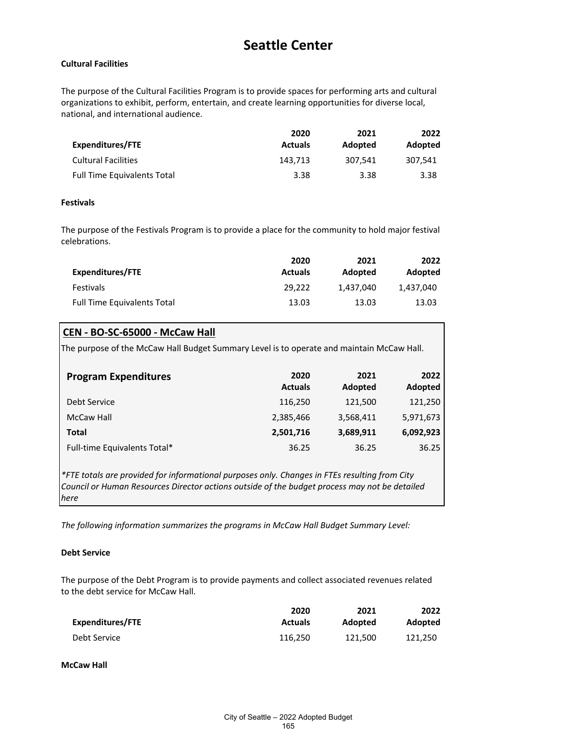# Seattle Center

**Cultural Facilities**

The purpose of the Cultural Facilities Program is to provide spaces for performing arts and cultural organizations to exhibit, perform, entertain, and create learning opportunities for diverse local, national, and international audience.

| Expenditures/FTE | 2020 Actuals | 2021 Adopted | 2022 Adopted |
|---|---|---|---|
| Cultural Facilities | 143,713 | 307,541 | 307,541 |
| Full Time Equivalents Total | 3.38 | 3.38 | 3.38 |

**Festivals**

The purpose of the Festivals Program is to provide a place for the community to hold major festival celebrations.

| Expenditures/FTE | 2020 Actuals | 2021 Adopted | 2022 Adopted |
|---|---|---|---|
| Festivals | 29,222 | 1,437,040 | 1,437,040 |
| Full Time Equivalents Total | 13.03 | 13.03 | 13.03 |

## CEN - BO-SC-65000 - McCaw Hall

The purpose of the McCaw Hall Budget Summary Level is to operate and maintain McCaw Hall.

| Program Expenditures | 2020 Actuals | 2021 Adopted | 2022 Adopted |
|---|---|---|---|
| Debt Service | 116,250 | 121,500 | 121,250 |
| McCaw Hall | 2,385,466 | 3,568,411 | 5,971,673 |
| **Total** | **2,501,716** | **3,689,911** | **6,092,923** |
| Full-time Equivalents Total* | 36.25 | 36.25 | 36.25 |

*\*FTE totals are provided for informational purposes only. Changes in FTEs resulting from City Council or Human Resources Director actions outside of the budget process may not be detailed here*

*The following information summarizes the programs in McCaw Hall Budget Summary Level:*

**Debt Service**

The purpose of the Debt Program is to provide payments and collect associated revenues related to the debt service for McCaw Hall.

| Expenditures/FTE | 2020 Actuals | 2021 Adopted | 2022 Adopted |
|---|---|---|---|
| Debt Service | 116,250 | 121,500 | 121,250 |

**McCaw Hall**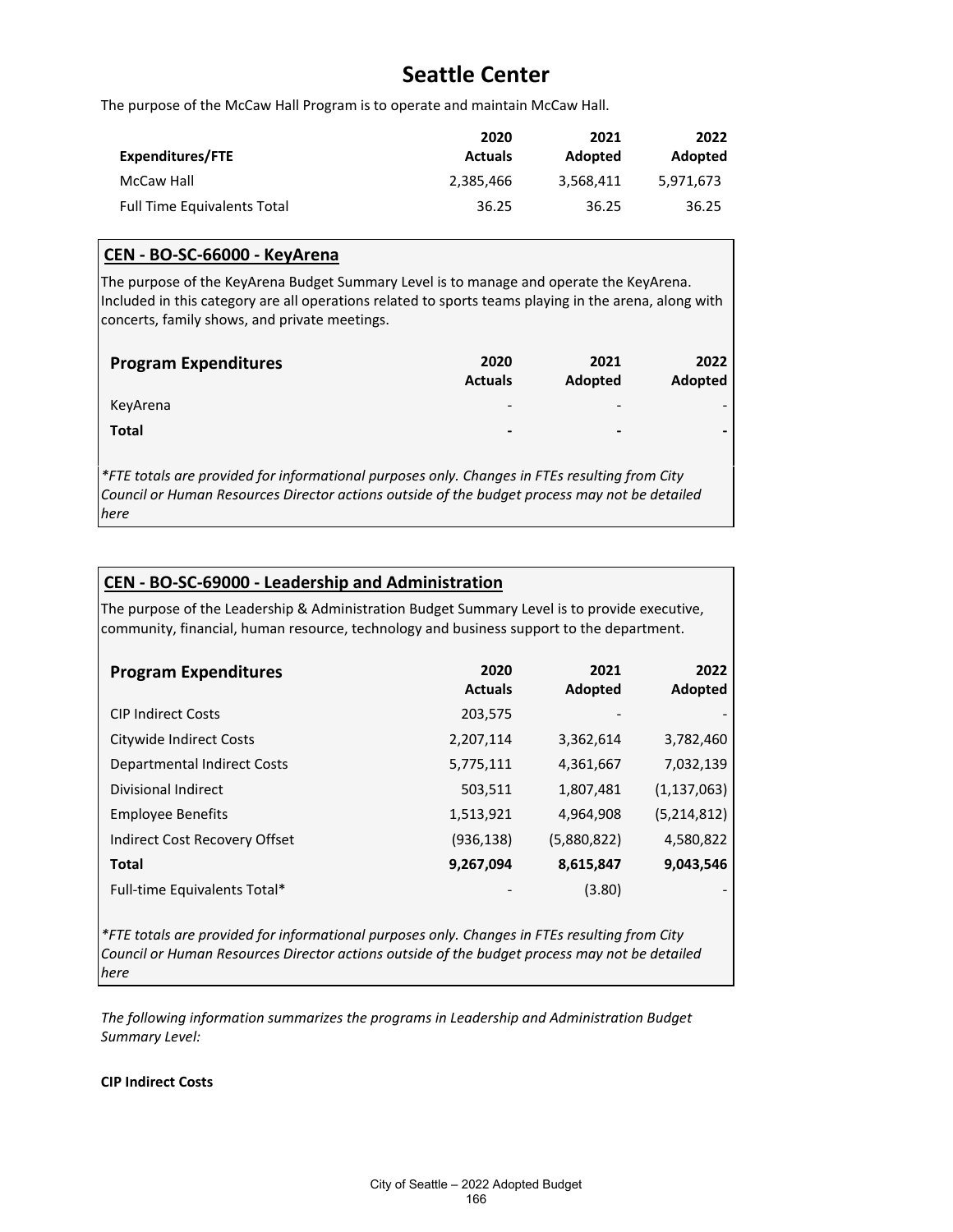# Seattle Center

The purpose of the McCaw Hall Program is to operate and maintain McCaw Hall.

| Expenditures/FTE | 2020 Actuals | 2021 Adopted | 2022 Adopted |
|---|---|---|---|
| McCaw Hall | 2,385,466 | 3,568,411 | 5,971,673 |
| Full Time Equivalents Total | 36.25 | 36.25 | 36.25 |

## CEN - BO-SC-66000 - KeyArena

The purpose of the KeyArena Budget Summary Level is to manage and operate the KeyArena. Included in this category are all operations related to sports teams playing in the arena, along with concerts, family shows, and private meetings.

| Program Expenditures | 2020 Actuals | 2021 Adopted | 2022 Adopted |
|---|---|---|---|
| KeyArena | - | - | - |
| **Total** | **-** | **-** | **-** |

*\*FTE totals are provided for informational purposes only. Changes in FTEs resulting from City Council or Human Resources Director actions outside of the budget process may not be detailed here*

## CEN - BO-SC-69000 - Leadership and Administration

The purpose of the Leadership & Administration Budget Summary Level is to provide executive, community, financial, human resource, technology and business support to the department.

| Program Expenditures | 2020 Actuals | 2021 Adopted | 2022 Adopted |
|---|---|---|---|
| CIP Indirect Costs | 203,575 | - | - |
| Citywide Indirect Costs | 2,207,114 | 3,362,614 | 3,782,460 |
| Departmental Indirect Costs | 5,775,111 | 4,361,667 | 7,032,139 |
| Divisional Indirect | 503,511 | 1,807,481 | (1,137,063) |
| Employee Benefits | 1,513,921 | 4,964,908 | (5,214,812) |
| Indirect Cost Recovery Offset | (936,138) | (5,880,822) | 4,580,822 |
| **Total** | **9,267,094** | **8,615,847** | **9,043,546** |
| Full-time Equivalents Total* | - | (3.80) | - |

*\*FTE totals are provided for informational purposes only. Changes in FTEs resulting from City Council or Human Resources Director actions outside of the budget process may not be detailed here*

*The following information summarizes the programs in Leadership and Administration Budget Summary Level:*

**CIP Indirect Costs**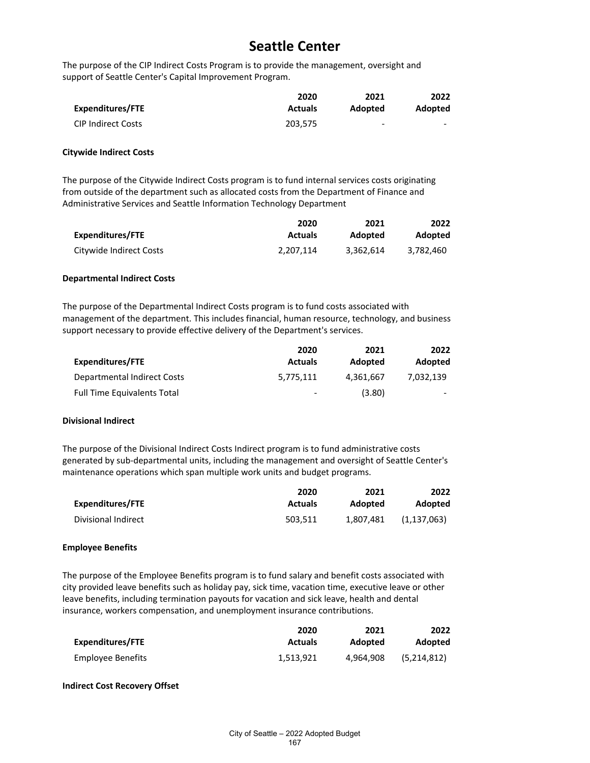# Seattle Center

The purpose of the CIP Indirect Costs Program is to provide the management, oversight and support of Seattle Center's Capital Improvement Program.

| Expenditures/FTE | 2020 Actuals | 2021 Adopted | 2022 Adopted |
|---|---|---|---|
| CIP Indirect Costs | 203,575 | - | - |

**Citywide Indirect Costs**

The purpose of the Citywide Indirect Costs program is to fund internal services costs originating from outside of the department such as allocated costs from the Department of Finance and Administrative Services and Seattle Information Technology Department

| Expenditures/FTE | 2020 Actuals | 2021 Adopted | 2022 Adopted |
|---|---|---|---|
| Citywide Indirect Costs | 2,207,114 | 3,362,614 | 3,782,460 |

**Departmental Indirect Costs**

The purpose of the Departmental Indirect Costs program is to fund costs associated with management of the department. This includes financial, human resource, technology, and business support necessary to provide effective delivery of the Department's services.

| Expenditures/FTE | 2020 Actuals | 2021 Adopted | 2022 Adopted |
|---|---|---|---|
| Departmental Indirect Costs | 5,775,111 | 4,361,667 | 7,032,139 |
| Full Time Equivalents Total | - | (3.80) | - |

**Divisional Indirect**

The purpose of the Divisional Indirect Costs Indirect program is to fund administrative costs generated by sub-departmental units, including the management and oversight of Seattle Center's maintenance operations which span multiple work units and budget programs.

| Expenditures/FTE | 2020 Actuals | 2021 Adopted | 2022 Adopted |
|---|---|---|---|
| Divisional Indirect | 503,511 | 1,807,481 | (1,137,063) |

**Employee Benefits**

The purpose of the Employee Benefits program is to fund salary and benefit costs associated with city provided leave benefits such as holiday pay, sick time, vacation time, executive leave or other leave benefits, including termination payouts for vacation and sick leave, health and dental insurance, workers compensation, and unemployment insurance contributions.

| Expenditures/FTE | 2020 Actuals | 2021 Adopted | 2022 Adopted |
|---|---|---|---|
| Employee Benefits | 1,513,921 | 4,964,908 | (5,214,812) |

**Indirect Cost Recovery Offset**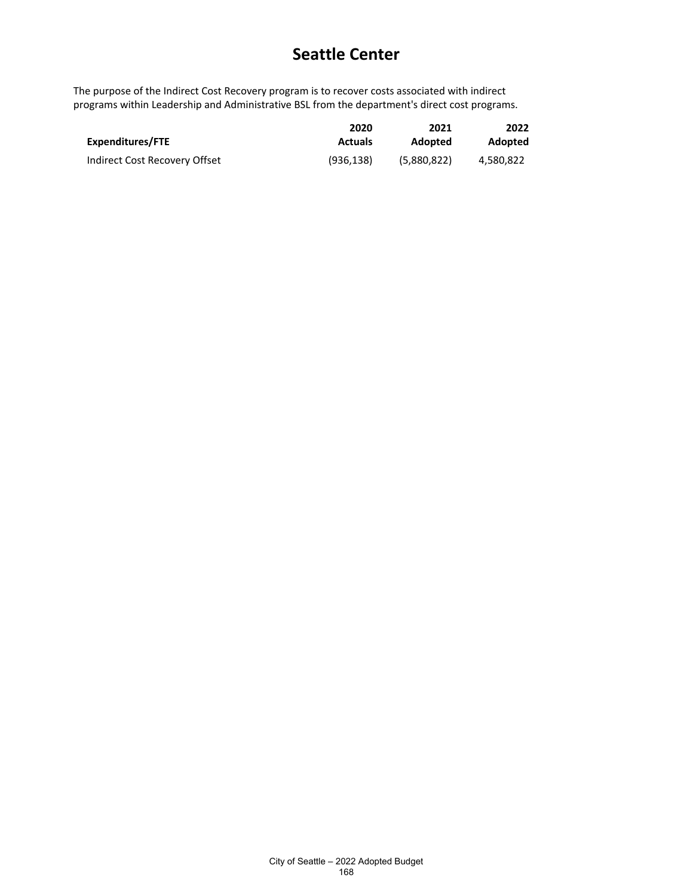# Seattle Center

The purpose of the Indirect Cost Recovery program is to recover costs associated with indirect programs within Leadership and Administrative BSL from the department's direct cost programs.

| Expenditures/FTE | 2020 Actuals | 2021 Adopted | 2022 Adopted |
|---|---|---|---|
| Indirect Cost Recovery Offset | (936,138) | (5,880,822) | 4,580,822 |